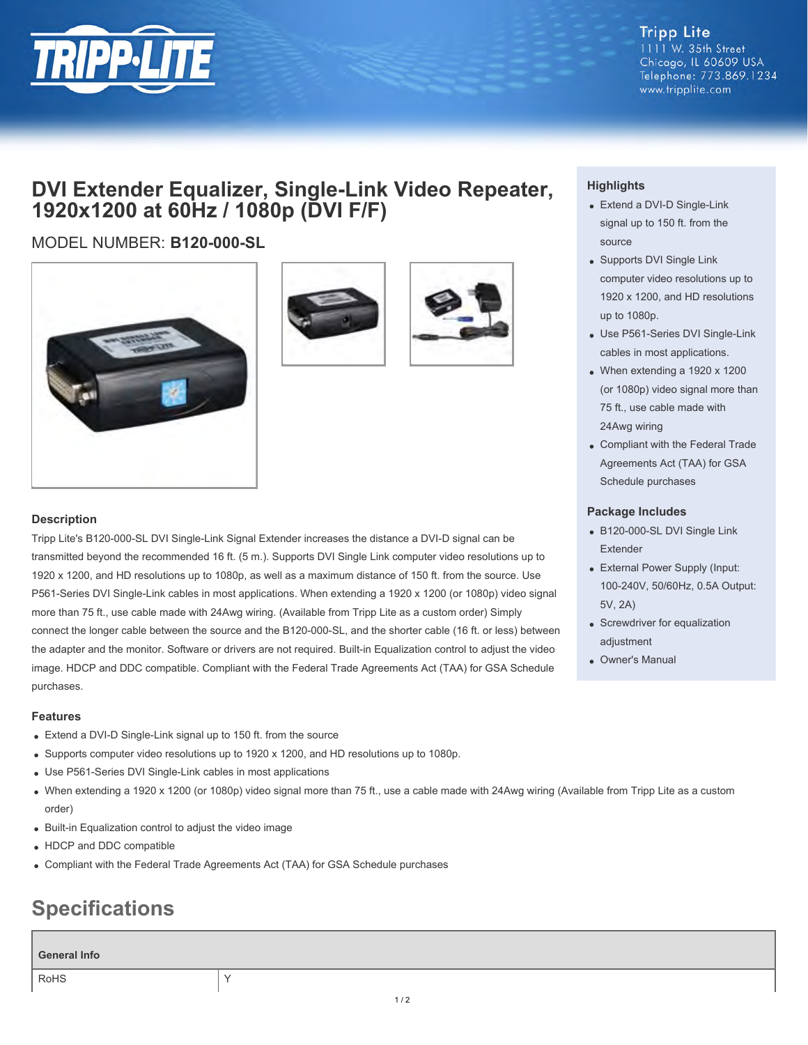Tripp Lite
1111 W. 35th Street
Chicago, IL 60609 USA
Telephone: 773.869.1234
www.tripplite.com

# DVI Extender Equalizer, Single-Link Video Repeater, 1920x1200 at 60Hz / 1080p (DVI F/F)

MODEL NUMBER: **B120-000-SL**

### Highlights

- Extend a DVI-D Single-Link signal up to 150 ft. from the source
- Supports DVI Single Link computer video resolutions up to 1920 x 1200, and HD resolutions up to 1080p.
- Use P561-Series DVI Single-Link cables in most applications.
- When extending a 1920 x 1200 (or 1080p) video signal more than 75 ft., use cable made with 24Awg wiring
- Compliant with the Federal Trade Agreements Act (TAA) for GSA Schedule purchases

### Package Includes

- B120-000-SL DVI Single Link Extender
- External Power Supply (Input: 100-240V, 50/60Hz, 0.5A Output: 5V, 2A)
- Screwdriver for equalization adjustment
- Owner's Manual

### Description

Tripp Lite's B120-000-SL DVI Single-Link Signal Extender increases the distance a DVI-D signal can be transmitted beyond the recommended 16 ft. (5 m.). Supports DVI Single Link computer video resolutions up to 1920 x 1200, and HD resolutions up to 1080p, as well as a maximum distance of 150 ft. from the source. Use P561-Series DVI Single-Link cables in most applications. When extending a 1920 x 1200 (or 1080p) video signal more than 75 ft., use cable made with 24Awg wiring. (Available from Tripp Lite as a custom order) Simply connect the longer cable between the source and the B120-000-SL, and the shorter cable (16 ft. or less) between the adapter and the monitor. Software or drivers are not required. Built-in Equalization control to adjust the video image. HDCP and DDC compatible. Compliant with the Federal Trade Agreements Act (TAA) for GSA Schedule purchases.

### Features

- Extend a DVI-D Single-Link signal up to 150 ft. from the source
- Supports computer video resolutions up to 1920 x 1200, and HD resolutions up to 1080p.
- Use P561-Series DVI Single-Link cables in most applications
- When extending a 1920 x 1200 (or 1080p) video signal more than 75 ft., use a cable made with 24Awg wiring (Available from Tripp Lite as a custom order)
- Built-in Equalization control to adjust the video image
- HDCP and DDC compatible
- Compliant with the Federal Trade Agreements Act (TAA) for GSA Schedule purchases

## Specifications

| General Info | |
|---|---|
| RoHS | Y |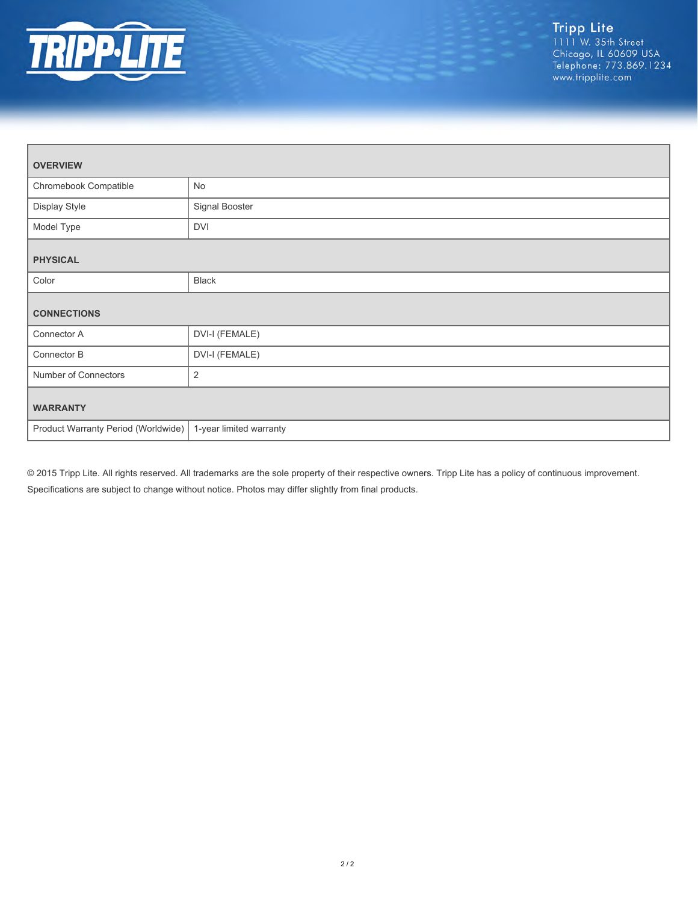Tripp Lite
1111 W. 35th Street
Chicago, IL 60609 USA
Telephone: 773.869.1234
www.tripplite.com

| | |
|---|---|
| **OVERVIEW** | |
| Chromebook Compatible | No |
| Display Style | Signal Booster |
| Model Type | DVI |
| **PHYSICAL** | |
| Color | Black |
| **CONNECTIONS** | |
| Connector A | DVI-I (FEMALE) |
| Connector B | DVI-I (FEMALE) |
| Number of Connectors | 2 |
| **WARRANTY** | |
| Product Warranty Period (Worldwide) | 1-year limited warranty |

© 2015 Tripp Lite. All rights reserved. All trademarks are the sole property of their respective owners. Tripp Lite has a policy of continuous improvement. Specifications are subject to change without notice. Photos may differ slightly from final products.